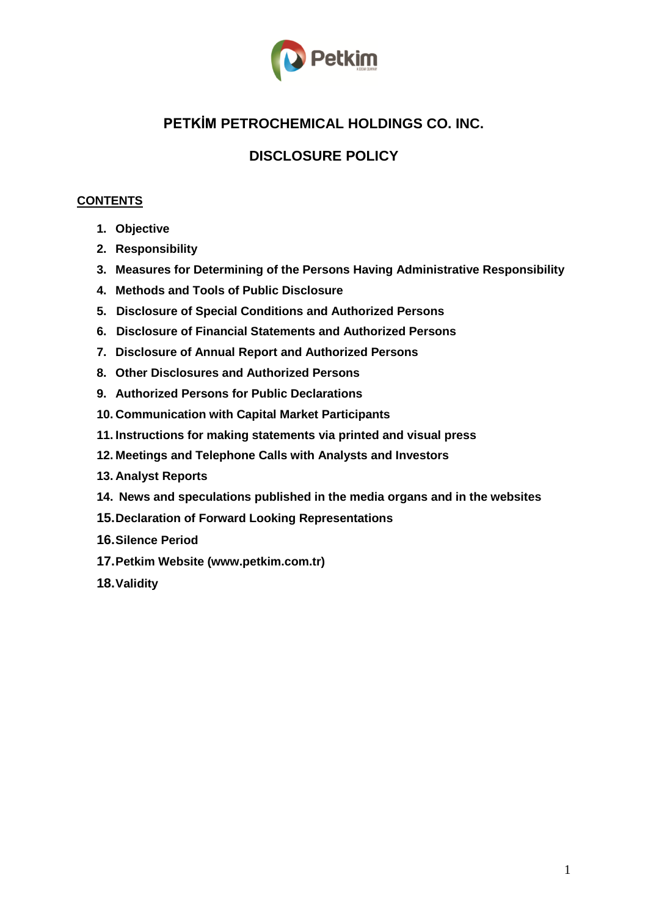# PETKİM PETROCHEMICAL HOLDINGS CO. INC.

## DISCLOSURE POLICY

**CONTENTS**

1. **Objective**
2. **Responsibility**
3. **Measures for Determining of the Persons Having Administrative Responsibility**
4. **Methods and Tools of Public Disclosure**
5. **Disclosure of Special Conditions and Authorized Persons**
6. **Disclosure of Financial Statements and Authorized Persons**
7. **Disclosure of Annual Report and Authorized Persons**
8. **Other Disclosures and Authorized Persons**
9. **Authorized Persons for Public Declarations**
10. **Communication with Capital Market Participants**
11. **Instructions for making statements via printed and visual press**
12. **Meetings and Telephone Calls with Analysts and Investors**
13. **Analyst Reports**
14. **News and speculations published in the media organs and in the websites**
15. **Declaration of Forward Looking Representations**
16. **Silence Period**
17. **Petkim Website (www.petkim.com.tr)**
18. **Validity**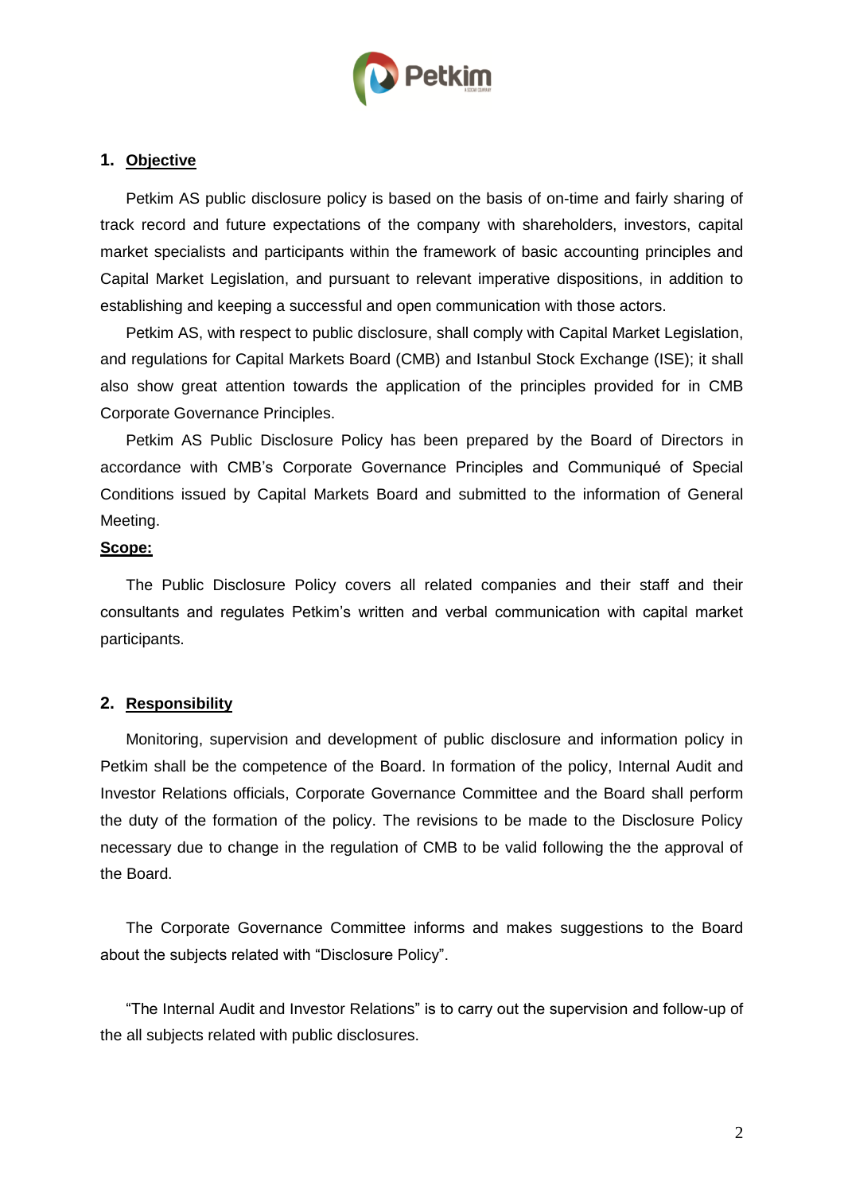## 1. Objective

Petkim AS public disclosure policy is based on the basis of on-time and fairly sharing of track record and future expectations of the company with shareholders, investors, capital market specialists and participants within the framework of basic accounting principles and Capital Market Legislation, and pursuant to relevant imperative dispositions, in addition to establishing and keeping a successful and open communication with those actors.

Petkim AS, with respect to public disclosure, shall comply with Capital Market Legislation, and regulations for Capital Markets Board (CMB) and Istanbul Stock Exchange (ISE); it shall also show great attention towards the application of the principles provided for in CMB Corporate Governance Principles.

Petkim AS Public Disclosure Policy has been prepared by the Board of Directors in accordance with CMB's Corporate Governance Principles and Communiqué of Special Conditions issued by Capital Markets Board and submitted to the information of General Meeting.

**Scope:**

The Public Disclosure Policy covers all related companies and their staff and their consultants and regulates Petkim's written and verbal communication with capital market participants.

## 2. Responsibility

Monitoring, supervision and development of public disclosure and information policy in Petkim shall be the competence of the Board. In formation of the policy, Internal Audit and Investor Relations officials, Corporate Governance Committee and the Board shall perform the duty of the formation of the policy. The revisions to be made to the Disclosure Policy necessary due to change in the regulation of CMB to be valid following the the approval of the Board.

The Corporate Governance Committee informs and makes suggestions to the Board about the subjects related with "Disclosure Policy".

"The Internal Audit and Investor Relations" is to carry out the supervision and follow-up of the all subjects related with public disclosures.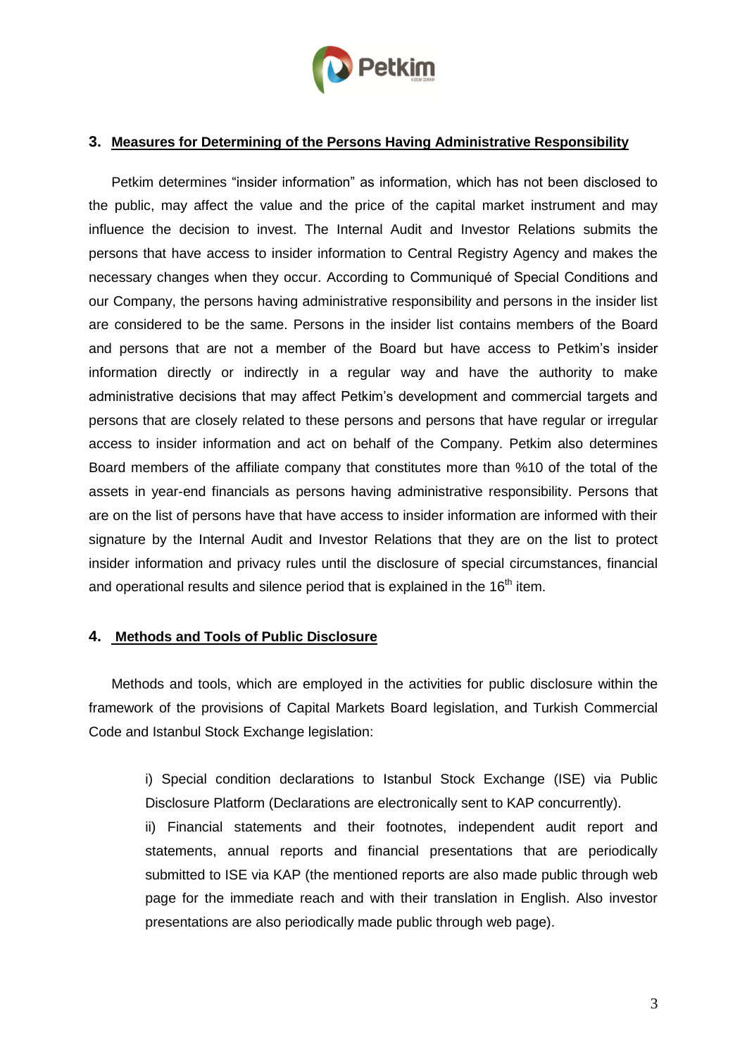## 3. Measures for Determining of the Persons Having Administrative Responsibility

Petkim determines "insider information" as information, which has not been disclosed to the public, may affect the value and the price of the capital market instrument and may influence the decision to invest. The Internal Audit and Investor Relations submits the persons that have access to insider information to Central Registry Agency and makes the necessary changes when they occur. According to Communiqué of Special Conditions and our Company, the persons having administrative responsibility and persons in the insider list are considered to be the same. Persons in the insider list contains members of the Board and persons that are not a member of the Board but have access to Petkim's insider information directly or indirectly in a regular way and have the authority to make administrative decisions that may affect Petkim's development and commercial targets and persons that are closely related to these persons and persons that have regular or irregular access to insider information and act on behalf of the Company. Petkim also determines Board members of the affiliate company that constitutes more than %10 of the total of the assets in year-end financials as persons having administrative responsibility. Persons that are on the list of persons have that have access to insider information are informed with their signature by the Internal Audit and Investor Relations that they are on the list to protect insider information and privacy rules until the disclosure of special circumstances, financial and operational results and silence period that is explained in the 16th item.

## 4. Methods and Tools of Public Disclosure

Methods and tools, which are employed in the activities for public disclosure within the framework of the provisions of Capital Markets Board legislation, and Turkish Commercial Code and Istanbul Stock Exchange legislation:

i) Special condition declarations to Istanbul Stock Exchange (ISE) via Public Disclosure Platform (Declarations are electronically sent to KAP concurrently).

ii) Financial statements and their footnotes, independent audit report and statements, annual reports and financial presentations that are periodically submitted to ISE via KAP (the mentioned reports are also made public through web page for the immediate reach and with their translation in English. Also investor presentations are also periodically made public through web page).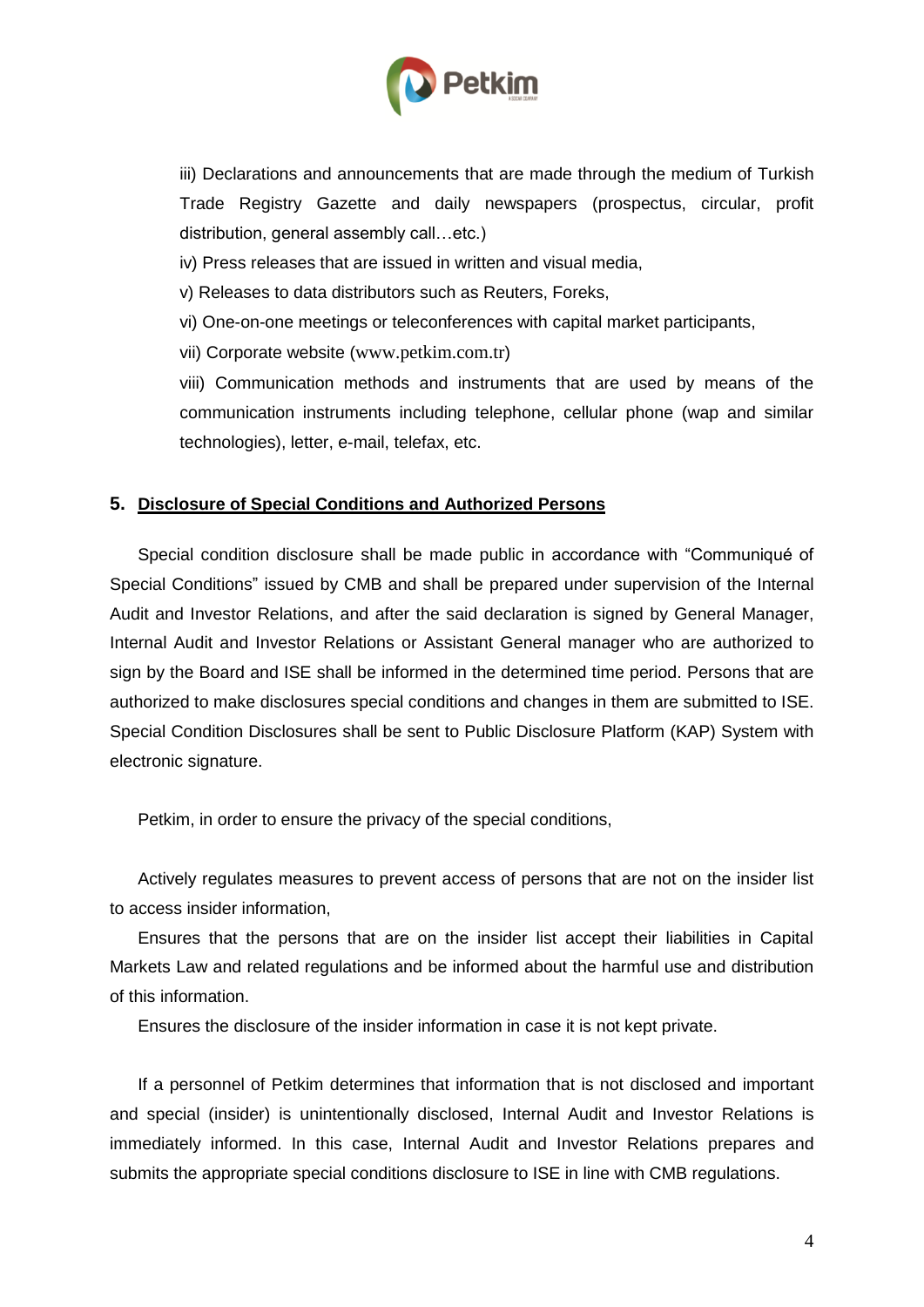iii) Declarations and announcements that are made through the medium of Turkish Trade Registry Gazette and daily newspapers (prospectus, circular, profit distribution, general assembly call…etc.)

iv) Press releases that are issued in written and visual media,

v) Releases to data distributors such as Reuters, Foreks,

vi) One-on-one meetings or teleconferences with capital market participants,

vii) Corporate website (www.petkim.com.tr)

viii) Communication methods and instruments that are used by means of the communication instruments including telephone, cellular phone (wap and similar technologies), letter, e-mail, telefax, etc.

## 5. Disclosure of Special Conditions and Authorized Persons

Special condition disclosure shall be made public in accordance with "Communiqué of Special Conditions" issued by CMB and shall be prepared under supervision of the Internal Audit and Investor Relations, and after the said declaration is signed by General Manager, Internal Audit and Investor Relations or Assistant General manager who are authorized to sign by the Board and ISE shall be informed in the determined time period. Persons that are authorized to make disclosures special conditions and changes in them are submitted to ISE. Special Condition Disclosures shall be sent to Public Disclosure Platform (KAP) System with electronic signature.

Petkim, in order to ensure the privacy of the special conditions,

Actively regulates measures to prevent access of persons that are not on the insider list to access insider information,

Ensures that the persons that are on the insider list accept their liabilities in Capital Markets Law and related regulations and be informed about the harmful use and distribution of this information.

Ensures the disclosure of the insider information in case it is not kept private.

If a personnel of Petkim determines that information that is not disclosed and important and special (insider) is unintentionally disclosed, Internal Audit and Investor Relations is immediately informed. In this case, Internal Audit and Investor Relations prepares and submits the appropriate special conditions disclosure to ISE in line with CMB regulations.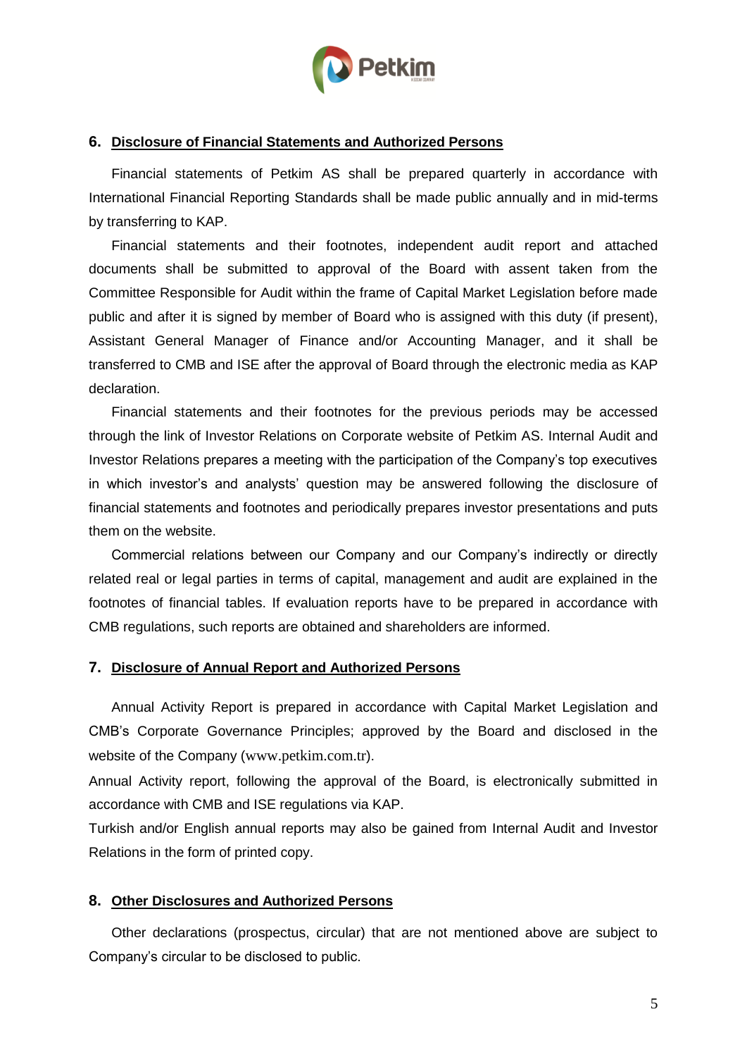## 6. Disclosure of Financial Statements and Authorized Persons

Financial statements of Petkim AS shall be prepared quarterly in accordance with International Financial Reporting Standards shall be made public annually and in mid-terms by transferring to KAP.

Financial statements and their footnotes, independent audit report and attached documents shall be submitted to approval of the Board with assent taken from the Committee Responsible for Audit within the frame of Capital Market Legislation before made public and after it is signed by member of Board who is assigned with this duty (if present), Assistant General Manager of Finance and/or Accounting Manager, and it shall be transferred to CMB and ISE after the approval of Board through the electronic media as KAP declaration.

Financial statements and their footnotes for the previous periods may be accessed through the link of Investor Relations on Corporate website of Petkim AS. Internal Audit and Investor Relations prepares a meeting with the participation of the Company's top executives in which investor's and analysts' question may be answered following the disclosure of financial statements and footnotes and periodically prepares investor presentations and puts them on the website.

Commercial relations between our Company and our Company's indirectly or directly related real or legal parties in terms of capital, management and audit are explained in the footnotes of financial tables. If evaluation reports have to be prepared in accordance with CMB regulations, such reports are obtained and shareholders are informed.

## 7. Disclosure of Annual Report and Authorized Persons

Annual Activity Report is prepared in accordance with Capital Market Legislation and CMB's Corporate Governance Principles; approved by the Board and disclosed in the website of the Company (www.petkim.com.tr).

Annual Activity report, following the approval of the Board, is electronically submitted in accordance with CMB and ISE regulations via KAP.

Turkish and/or English annual reports may also be gained from Internal Audit and Investor Relations in the form of printed copy.

## 8. Other Disclosures and Authorized Persons

Other declarations (prospectus, circular) that are not mentioned above are subject to Company's circular to be disclosed to public.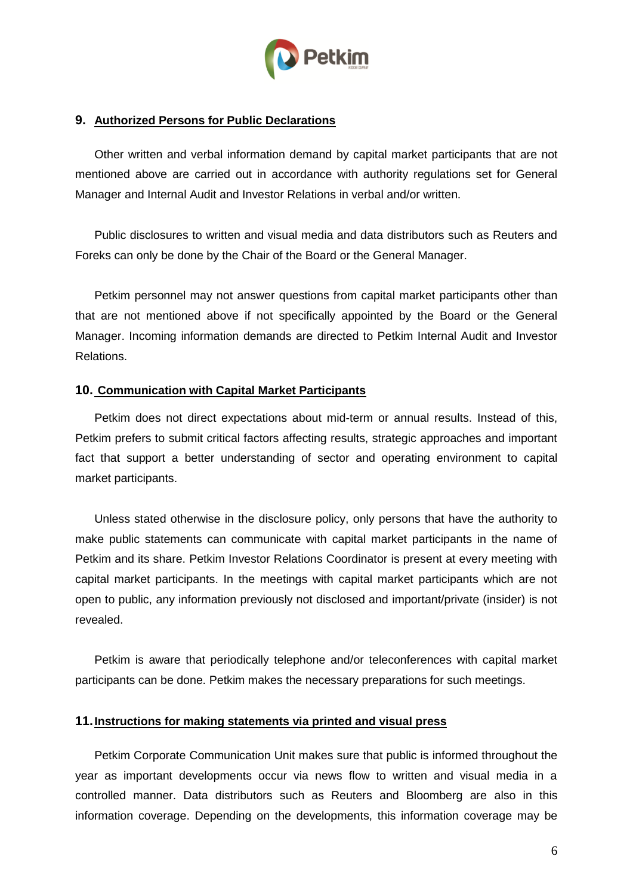## 9. Authorized Persons for Public Declarations

Other written and verbal information demand by capital market participants that are not mentioned above are carried out in accordance with authority regulations set for General Manager and Internal Audit and Investor Relations in verbal and/or written.

Public disclosures to written and visual media and data distributors such as Reuters and Foreks can only be done by the Chair of the Board or the General Manager.

Petkim personnel may not answer questions from capital market participants other than that are not mentioned above if not specifically appointed by the Board or the General Manager. Incoming information demands are directed to Petkim Internal Audit and Investor Relations.

## 10. Communication with Capital Market Participants

Petkim does not direct expectations about mid-term or annual results. Instead of this, Petkim prefers to submit critical factors affecting results, strategic approaches and important fact that support a better understanding of sector and operating environment to capital market participants.

Unless stated otherwise in the disclosure policy, only persons that have the authority to make public statements can communicate with capital market participants in the name of Petkim and its share. Petkim Investor Relations Coordinator is present at every meeting with capital market participants. In the meetings with capital market participants which are not open to public, any information previously not disclosed and important/private (insider) is not revealed.

Petkim is aware that periodically telephone and/or teleconferences with capital market participants can be done. Petkim makes the necessary preparations for such meetings.

## 11. Instructions for making statements via printed and visual press

Petkim Corporate Communication Unit makes sure that public is informed throughout the year as important developments occur via news flow to written and visual media in a controlled manner. Data distributors such as Reuters and Bloomberg are also in this information coverage. Depending on the developments, this information coverage may be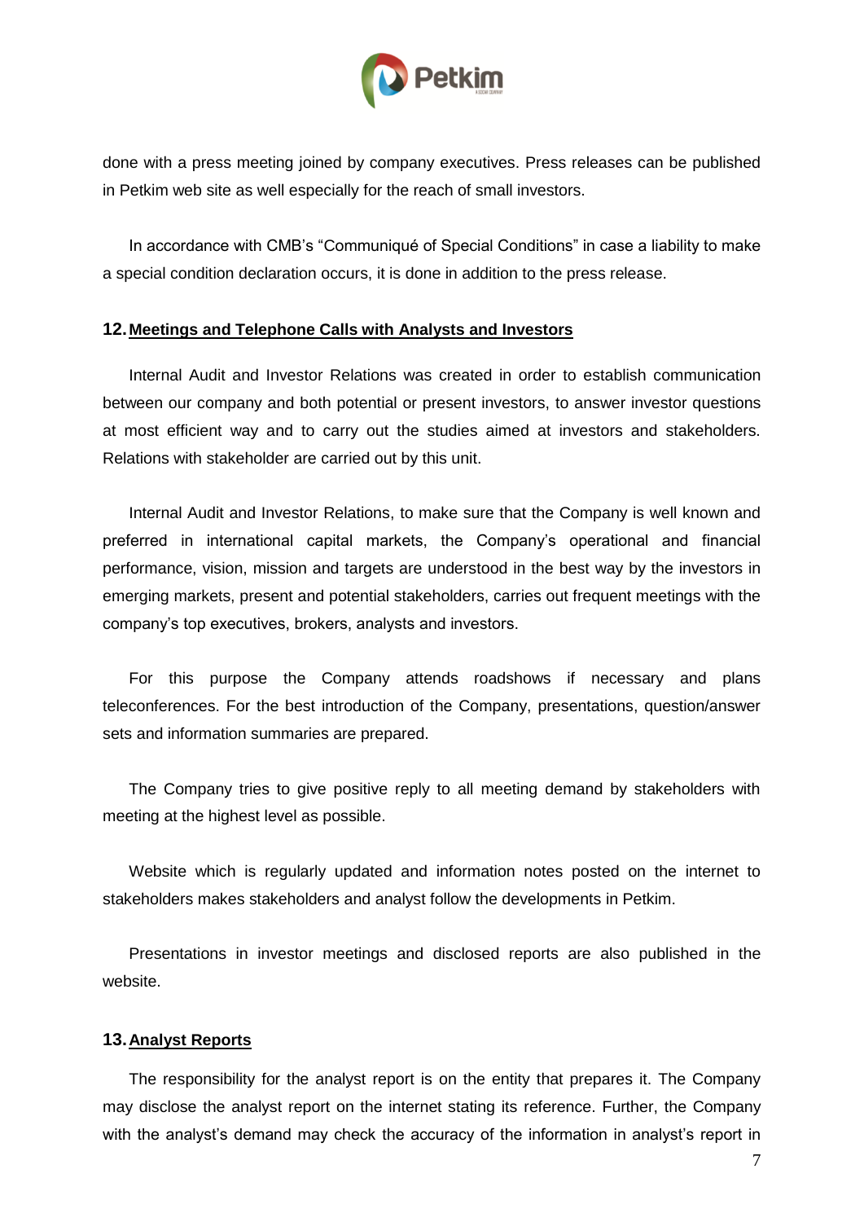done with a press meeting joined by company executives. Press releases can be published in Petkim web site as well especially for the reach of small investors.

In accordance with CMB's "Communiqué of Special Conditions" in case a liability to make a special condition declaration occurs, it is done in addition to the press release.

## 12. Meetings and Telephone Calls with Analysts and Investors

Internal Audit and Investor Relations was created in order to establish communication between our company and both potential or present investors, to answer investor questions at most efficient way and to carry out the studies aimed at investors and stakeholders. Relations with stakeholder are carried out by this unit.

Internal Audit and Investor Relations, to make sure that the Company is well known and preferred in international capital markets, the Company's operational and financial performance, vision, mission and targets are understood in the best way by the investors in emerging markets, present and potential stakeholders, carries out frequent meetings with the company's top executives, brokers, analysts and investors.

For this purpose the Company attends roadshows if necessary and plans teleconferences. For the best introduction of the Company, presentations, question/answer sets and information summaries are prepared.

The Company tries to give positive reply to all meeting demand by stakeholders with meeting at the highest level as possible.

Website which is regularly updated and information notes posted on the internet to stakeholders makes stakeholders and analyst follow the developments in Petkim.

Presentations in investor meetings and disclosed reports are also published in the website.

## 13. Analyst Reports

The responsibility for the analyst report is on the entity that prepares it. The Company may disclose the analyst report on the internet stating its reference. Further, the Company with the analyst's demand may check the accuracy of the information in analyst's report in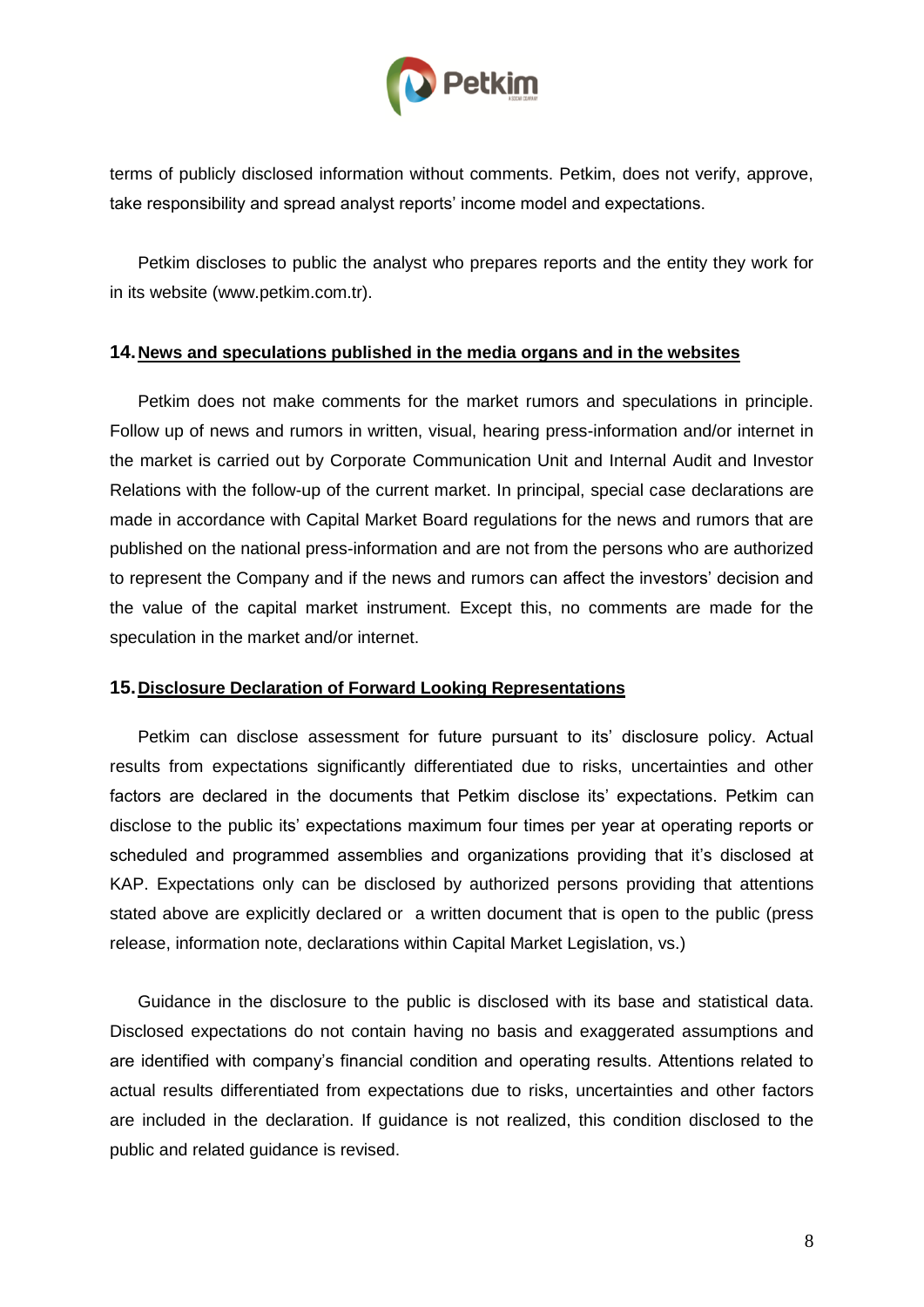terms of publicly disclosed information without comments. Petkim, does not verify, approve, take responsibility and spread analyst reports' income model and expectations.

Petkim discloses to public the analyst who prepares reports and the entity they work for in its website (www.petkim.com.tr).

## 14. News and speculations published in the media organs and in the websites

Petkim does not make comments for the market rumors and speculations in principle. Follow up of news and rumors in written, visual, hearing press-information and/or internet in the market is carried out by Corporate Communication Unit and Internal Audit and Investor Relations with the follow-up of the current market. In principal, special case declarations are made in accordance with Capital Market Board regulations for the news and rumors that are published on the national press-information and are not from the persons who are authorized to represent the Company and if the news and rumors can affect the investors' decision and the value of the capital market instrument. Except this, no comments are made for the speculation in the market and/or internet.

## 15. Disclosure Declaration of Forward Looking Representations

Petkim can disclose assessment for future pursuant to its' disclosure policy. Actual results from expectations significantly differentiated due to risks, uncertainties and other factors are declared in the documents that Petkim disclose its' expectations. Petkim can disclose to the public its' expectations maximum four times per year at operating reports or scheduled and programmed assemblies and organizations providing that it's disclosed at KAP. Expectations only can be disclosed by authorized persons providing that attentions stated above are explicitly declared or a written document that is open to the public (press release, information note, declarations within Capital Market Legislation, vs.)

Guidance in the disclosure to the public is disclosed with its base and statistical data. Disclosed expectations do not contain having no basis and exaggerated assumptions and are identified with company's financial condition and operating results. Attentions related to actual results differentiated from expectations due to risks, uncertainties and other factors are included in the declaration. If guidance is not realized, this condition disclosed to the public and related guidance is revised.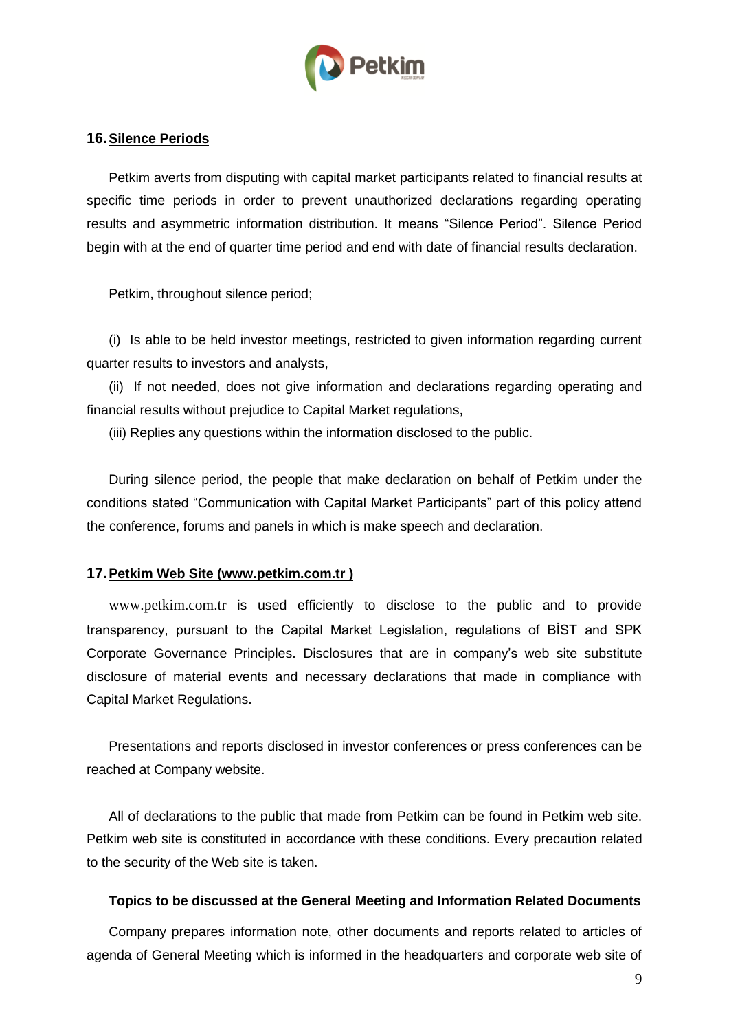## 16. Silence Periods

Petkim averts from disputing with capital market participants related to financial results at specific time periods in order to prevent unauthorized declarations regarding operating results and asymmetric information distribution. It means "Silence Period". Silence Period begin with at the end of quarter time period and end with date of financial results declaration.

Petkim, throughout silence period;

(i) Is able to be held investor meetings, restricted to given information regarding current quarter results to investors and analysts,

(ii) If not needed, does not give information and declarations regarding operating and financial results without prejudice to Capital Market regulations,

(iii) Replies any questions within the information disclosed to the public.

During silence period, the people that make declaration on behalf of Petkim under the conditions stated "Communication with Capital Market Participants" part of this policy attend the conference, forums and panels in which is make speech and declaration.

## 17. Petkim Web Site (www.petkim.com.tr )

www.petkim.com.tr is used efficiently to disclose to the public and to provide transparency, pursuant to the Capital Market Legislation, regulations of BİST and SPK Corporate Governance Principles. Disclosures that are in company's web site substitute disclosure of material events and necessary declarations that made in compliance with Capital Market Regulations.

Presentations and reports disclosed in investor conferences or press conferences can be reached at Company website.

All of declarations to the public that made from Petkim can be found in Petkim web site. Petkim web site is constituted in accordance with these conditions. Every precaution related to the security of the Web site is taken.

**Topics to be discussed at the General Meeting and Information Related Documents**

Company prepares information note, other documents and reports related to articles of agenda of General Meeting which is informed in the headquarters and corporate web site of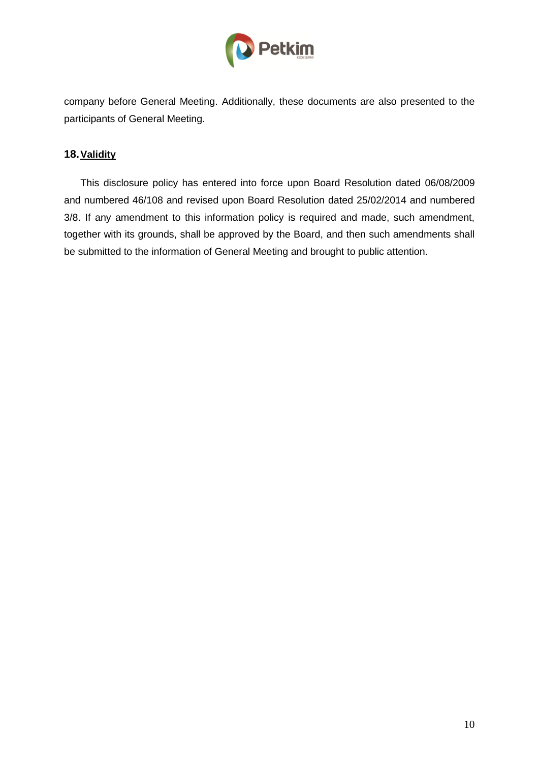company before General Meeting. Additionally, these documents are also presented to the participants of General Meeting.

## 18. Validity

This disclosure policy has entered into force upon Board Resolution dated 06/08/2009 and numbered 46/108 and revised upon Board Resolution dated 25/02/2014 and numbered 3/8. If any amendment to this information policy is required and made, such amendment, together with its grounds, shall be approved by the Board, and then such amendments shall be submitted to the information of General Meeting and brought to public attention.